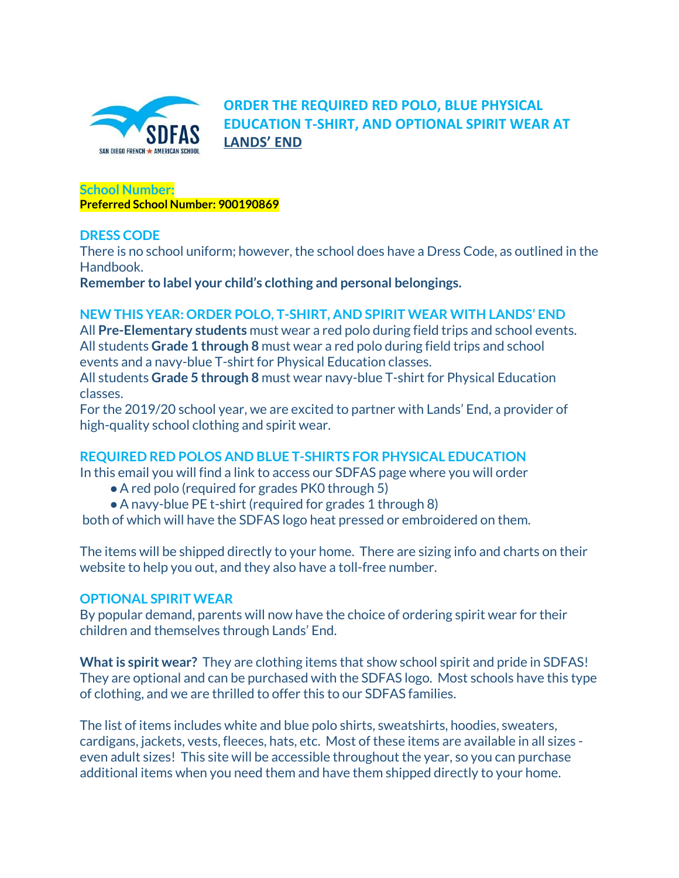# ORDER THE REQUIRED RED POLO, BLUE PHYSICAL EDUCATION T-SHIRT, AND OPTIONAL SPIRIT WEAR AT LANDS' END

**School Number:**
**Preferred School Number: 900190869**

## DRESS CODE

There is no school uniform; however, the school does have a Dress Code, as outlined in the Handbook.
**Remember to label your child's clothing and personal belongings.**

## NEW THIS YEAR: ORDER POLO, T-SHIRT, AND SPIRIT WEAR WITH LANDS' END

All **Pre-Elementary students** must wear a red polo during field trips and school events.
All students **Grade 1 through 8** must wear a red polo during field trips and school events and a navy-blue T-shirt for Physical Education classes.
All students **Grade 5 through 8** must wear navy-blue T-shirt for Physical Education classes.
For the 2019/20 school year, we are excited to partner with Lands' End, a provider of high-quality school clothing and spirit wear.

## REQUIRED RED POLOS AND BLUE T-SHIRTS FOR PHYSICAL EDUCATION

In this email you will find a link to access our SDFAS page where you will order

- A red polo (required for grades PK0 through 5)
- A navy-blue PE t-shirt (required for grades 1 through 8)

both of which will have the SDFAS logo heat pressed or embroidered on them.

The items will be shipped directly to your home. There are sizing info and charts on their website to help you out, and they also have a toll-free number.

## OPTIONAL SPIRIT WEAR

By popular demand, parents will now have the choice of ordering spirit wear for their children and themselves through Lands' End.

**What is spirit wear?** They are clothing items that show school spirit and pride in SDFAS! They are optional and can be purchased with the SDFAS logo. Most schools have this type of clothing, and we are thrilled to offer this to our SDFAS families.

The list of items includes white and blue polo shirts, sweatshirts, hoodies, sweaters, cardigans, jackets, vests, fleeces, hats, etc. Most of these items are available in all sizes - even adult sizes! This site will be accessible throughout the year, so you can purchase additional items when you need them and have them shipped directly to your home.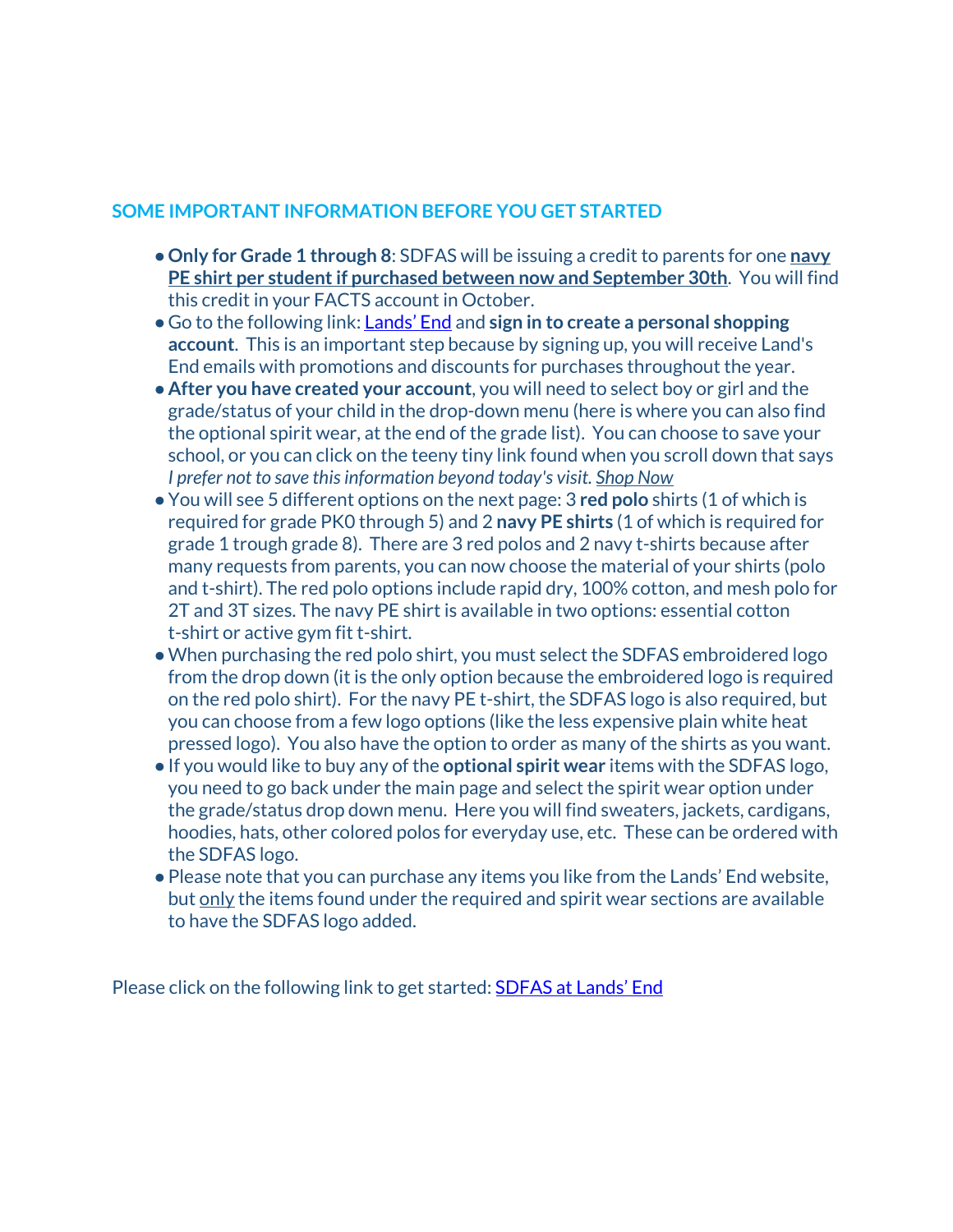## SOME IMPORTANT INFORMATION BEFORE YOU GET STARTED

- **Only for Grade 1 through 8**: SDFAS will be issuing a credit to parents for one **navy PE shirt per student if purchased between now and September 30th**. You will find this credit in your FACTS account in October.
- Go to the following link: Lands' End and **sign in to create a personal shopping account**. This is an important step because by signing up, you will receive Land's End emails with promotions and discounts for purchases throughout the year.
- **After you have created your account**, you will need to select boy or girl and the grade/status of your child in the drop-down menu (here is where you can also find the optional spirit wear, at the end of the grade list). You can choose to save your school, or you can click on the teeny tiny link found when you scroll down that says *I prefer not to save this information beyond today's visit. Shop Now*
- You will see 5 different options on the next page: 3 **red polo** shirts (1 of which is required for grade PK0 through 5) and 2 **navy PE shirts** (1 of which is required for grade 1 trough grade 8). There are 3 red polos and 2 navy t-shirts because after many requests from parents, you can now choose the material of your shirts (polo and t-shirt). The red polo options include rapid dry, 100% cotton, and mesh polo for 2T and 3T sizes. The navy PE shirt is available in two options: essential cotton t-shirt or active gym fit t-shirt.
- When purchasing the red polo shirt, you must select the SDFAS embroidered logo from the drop down (it is the only option because the embroidered logo is required on the red polo shirt). For the navy PE t-shirt, the SDFAS logo is also required, but you can choose from a few logo options (like the less expensive plain white heat pressed logo). You also have the option to order as many of the shirts as you want.
- If you would like to buy any of the **optional spirit wear** items with the SDFAS logo, you need to go back under the main page and select the spirit wear option under the grade/status drop down menu. Here you will find sweaters, jackets, cardigans, hoodies, hats, other colored polos for everyday use, etc. These can be ordered with the SDFAS logo.
- Please note that you can purchase any items you like from the Lands' End website, but only the items found under the required and spirit wear sections are available to have the SDFAS logo added.

Please click on the following link to get started: SDFAS at Lands' End